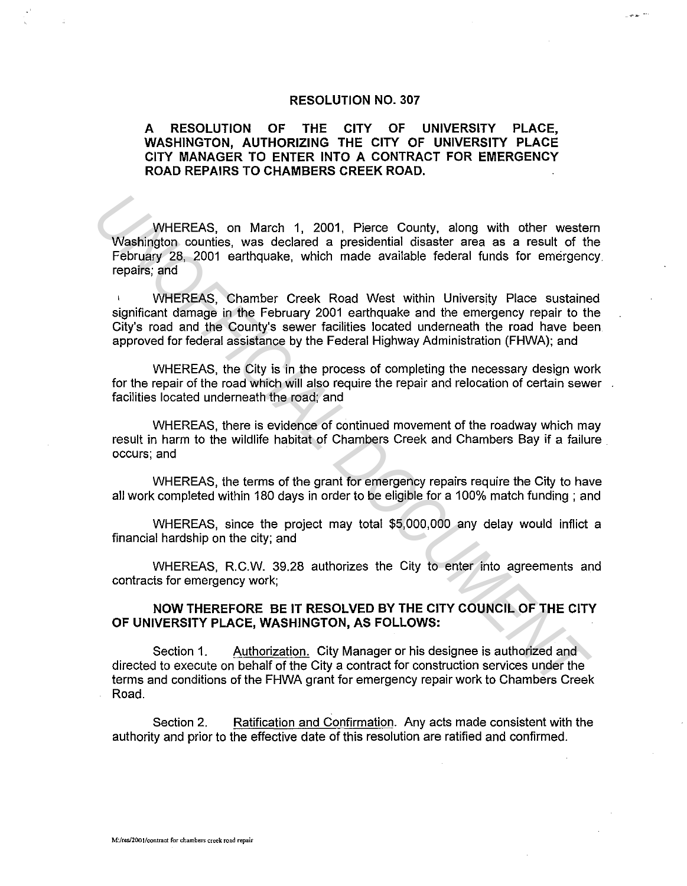# RESOLUTION NO. 307

## A RESOLUTION OF THE CITY OF UNIVERSITY PLACE, WASHINGTON, AUTHORIZING THE CITY OF UNIVERSITY PLACE CITY MANAGER TO ENTER INTO A CONTRACT FOR EMERGENCY ROAD REPAIRS TO CHAMBERS CREEK ROAD.

WHEREAS, on March 1, 2001, Pierce County, along with other western Washington counties, was declared a presidential disaster area as a result of the February 28, 2001 earthquake, which made available federal funds for emergency repairs; and

WHEREAS, Chamber Creek Road West within University Place sustained significant damage in the February 2001 earthquake and the emergency repair to the City's road and the County's sewer facilities located underneath the road have been approved for federal assistance by the Federal Highway Administration (FHWA); and

WHEREAS, the City is in the process of completing the necessary design work for the repair of the road which will also require the repair and relocation of certain sewer facilities located underneath the road; and

WHEREAS, there is evidence of continued movement of the roadway which may result in harm to the wildlife habitat of Chambers Creek and Chambers Bay if a failure occurs; and

WHEREAS, the terms of the grant for emergency repairs require the City to have all work completed within 180 days in order to be eligible for a 100% match funding ; and

WHEREAS, since the project may total $5,000,000 any delay would inflict a financial hardship on the city; and

WHEREAS, R.C.W. 39.28 authorizes the City to enter into agreements and contracts for emergency work;

**NOW THEREFORE BE IT RESOLVED BY THE CITY COUNCIL OF THE CITY OF UNIVERSITY PLACE, WASHINGTON, AS FOLLOWS:**

Section 1. Authorization. City Manager or his designee is authorized and directed to execute on behalf of the City a contract for construction services under the terms and conditions of the FHWA grant for emergency repair work to Chambers Creek Road.

Section 2. Ratification and Confirmation. Any acts made consistent with the authority and prior to the effective date of this resolution are ratified and confirmed.

M:/res/2001/contract for chambers creek road repair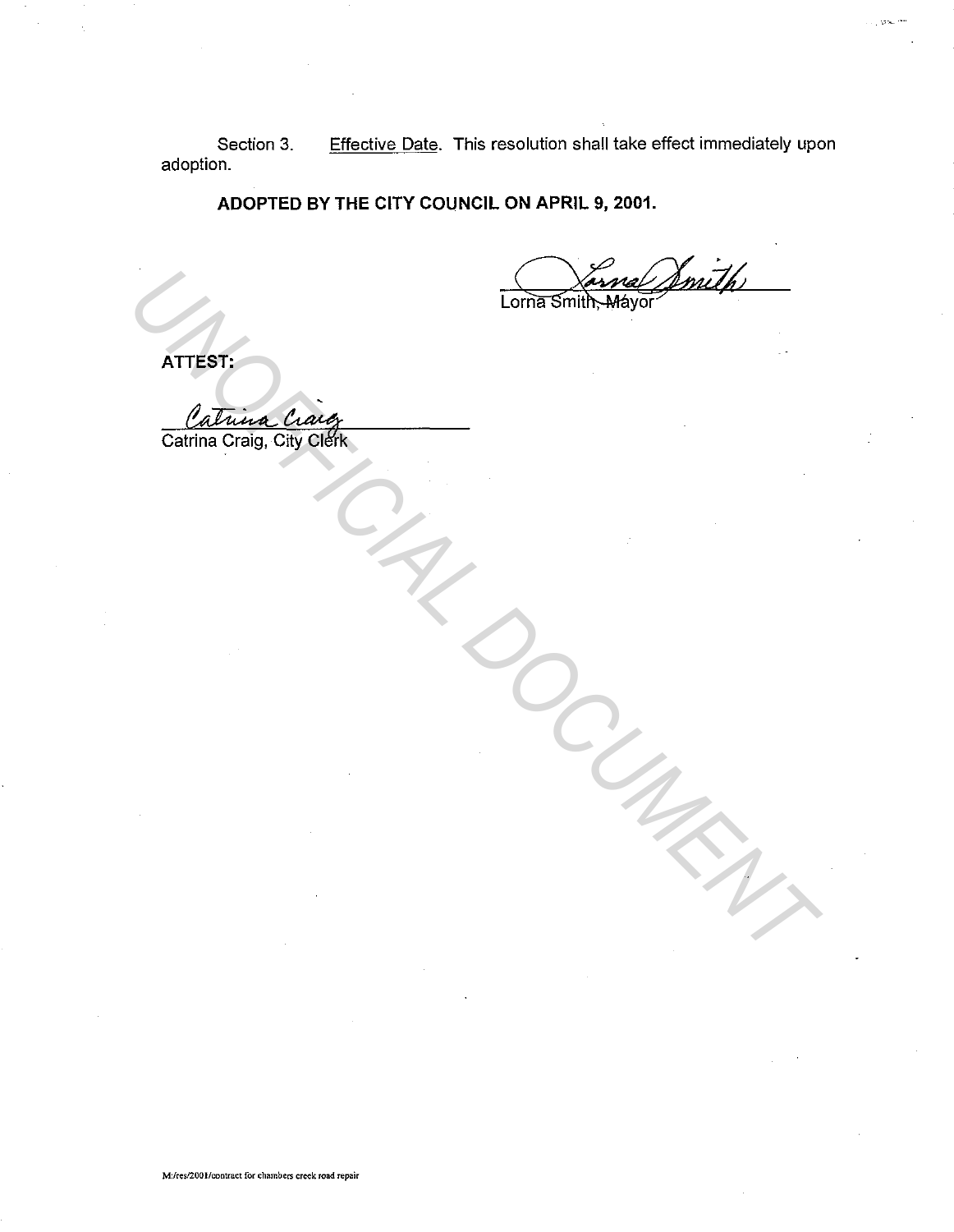Section 3. Effective Date. This resolution shall take effect immediately upon adoption.

**ADOPTED BY THE CITY COUNCIL ON APRIL 9, 2001.**

Lorna Smith, Mayor

**ATTEST:**

Catrina Craig, City Clerk

M:/res/2001/contract for chambers creek road repair